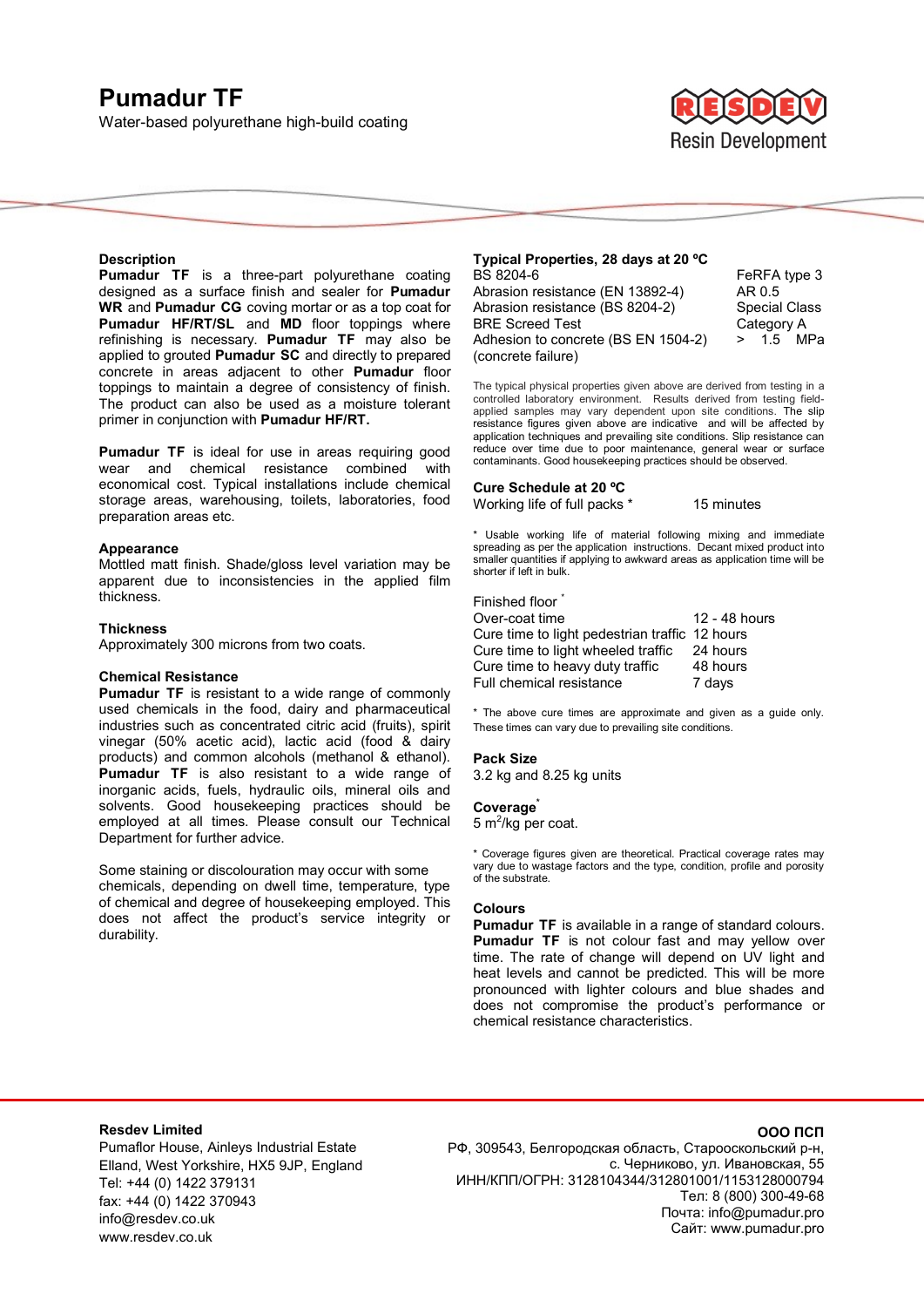# Pumadur TF

Water-based polyurethane high-build coating

Resin Development

## Description

**Pumadur TF** is a three-part polyurethane coating designed as a surface finish and sealer for **Pumadur WR** and **Pumadur CG** coving mortar or as a top coat for **Pumadur HF/RT/SL** and **MD** floor toppings where refinishing is necessary. **Pumadur TF** may also be applied to grouted **Pumadur SC** and directly to prepared concrete in areas adjacent to other **Pumadur** floor toppings to maintain a degree of consistency of finish. The product can also be used as a moisture tolerant primer in conjunction with **Pumadur HF/RT.**

**Pumadur TF** is ideal for use in areas requiring good wear and chemical resistance combined with economical cost. Typical installations include chemical storage areas, warehousing, toilets, laboratories, food preparation areas etc.

## Appearance

Mottled matt finish. Shade/gloss level variation may be apparent due to inconsistencies in the applied film thickness.

## Thickness

Approximately 300 microns from two coats.

## Chemical Resistance

**Pumadur TF** is resistant to a wide range of commonly used chemicals in the food, dairy and pharmaceutical industries such as concentrated citric acid (fruits), spirit vinegar (50% acetic acid), lactic acid (food & dairy products) and common alcohols (methanol & ethanol). **Pumadur TF** is also resistant to a wide range of inorganic acids, fuels, hydraulic oils, mineral oils and solvents. Good housekeeping practices should be employed at all times. Please consult our Technical Department for further advice.

Some staining or discolouration may occur with some chemicals, depending on dwell time, temperature, type of chemical and degree of housekeeping employed. This does not affect the product's service integrity or durability.

## Typical Properties, 28 days at 20 ºC

| Property | Value |
|---|---|
| BS 8204-6 | FeRFA type 3 |
| Abrasion resistance (EN 13892-4) | AR 0.5 |
| Abrasion resistance (BS 8204-2) | Special Class |
| BRE Screed Test | Category A |
| Adhesion to concrete (BS EN 1504-2) (concrete failure) | > 1.5 MPa |

The typical physical properties given above are derived from testing in a controlled laboratory environment. Results derived from testing field-applied samples may vary dependent upon site conditions. The slip resistance figures given above are indicative and will be affected by application techniques and prevailing site conditions. Slip resistance can reduce over time due to poor maintenance, general wear or surface contaminants. Good housekeeping practices should be observed.

## Cure Schedule at 20 ºC

| | |
|---|---|
| Working life of full packs * | 15 minutes |

\* Usable working life of material following mixing and immediate spreading as per the application instructions. Decant mixed product into smaller quantities if applying to awkward areas as application time will be shorter if left in bulk.

| Finished floor * | |
|---|---|
| Over-coat time | 12 - 48 hours |
| Cure time to light pedestrian traffic | 12 hours |
| Cure time to light wheeled traffic | 24 hours |
| Cure time to heavy duty traffic | 48 hours |
| Full chemical resistance | 7 days |

\* The above cure times are approximate and given as a guide only. These times can vary due to prevailing site conditions.

## Pack Size

3.2 kg and 8.25 kg units

## Coverage*

5 m$^2$/kg per coat.

\* Coverage figures given are theoretical. Practical coverage rates may vary due to wastage factors and the type, condition, profile and porosity of the substrate.

## Colours

**Pumadur TF** is available in a range of standard colours. **Pumadur TF** is not colour fast and may yellow over time. The rate of change will depend on UV light and heat levels and cannot be predicted. This will be more pronounced with lighter colours and blue shades and does not compromise the product's performance or chemical resistance characteristics.

**Resdev Limited**
Pumaflor House, Ainleys Industrial Estate
Elland, West Yorkshire, HX5 9JP, England
Tel: +44 (0) 1422 379131
fax: +44 (0) 1422 370943
info@resdev.co.uk
www.resdev.co.uk

**ООО ПСП**
РФ, 309543, Белгородская область, Старооскольский р-н,
с. Черниково, ул. Ивановская, 55
ИНН/КПП/ОГРН: 3128104344/312801001/1153128000794
Тел: 8 (800) 300-49-68
Почта: info@pumadur.pro
Сайт: www.pumadur.pro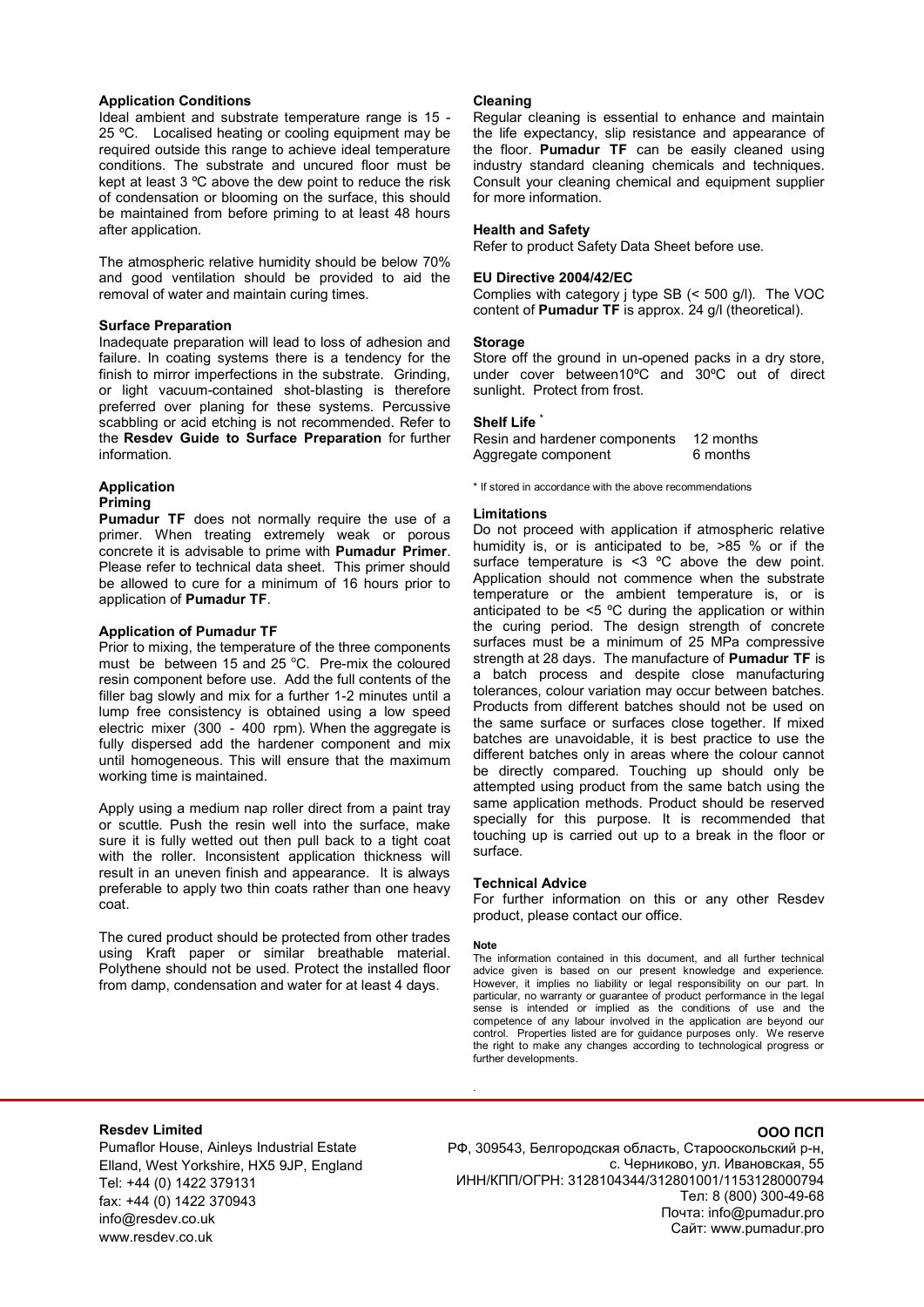### Application Conditions

Ideal ambient and substrate temperature range is 15 - 25 ºC. Localised heating or cooling equipment may be required outside this range to achieve ideal temperature conditions. The substrate and uncured floor must be kept at least 3 ºC above the dew point to reduce the risk of condensation or blooming on the surface, this should be maintained from before priming to at least 48 hours after application.

The atmospheric relative humidity should be below 70% and good ventilation should be provided to aid the removal of water and maintain curing times.

### Surface Preparation

Inadequate preparation will lead to loss of adhesion and failure. In coating systems there is a tendency for the finish to mirror imperfections in the substrate. Grinding, or light vacuum-contained shot-blasting is therefore preferred over planing for these systems. Percussive scabbling or acid etching is not recommended. Refer to the **Resdev Guide to Surface Preparation** for further information.

### Application

#### Priming

**Pumadur TF** does not normally require the use of a primer. When treating extremely weak or porous concrete it is advisable to prime with **Pumadur Primer**. Please refer to technical data sheet. This primer should be allowed to cure for a minimum of 16 hours prior to application of **Pumadur TF**.

#### Application of Pumadur TF

Prior to mixing, the temperature of the three components must be between 15 and 25 ºC. Pre-mix the coloured resin component before use. Add the full contents of the filler bag slowly and mix for a further 1-2 minutes until a lump free consistency is obtained using a low speed electric mixer (300 - 400 rpm). When the aggregate is fully dispersed add the hardener component and mix until homogeneous. This will ensure that the maximum working time is maintained.

Apply using a medium nap roller direct from a paint tray or scuttle. Push the resin well into the surface, make sure it is fully wetted out then pull back to a tight coat with the roller. Inconsistent application thickness will result in an uneven finish and appearance. It is always preferable to apply two thin coats rather than one heavy coat.

The cured product should be protected from other trades using Kraft paper or similar breathable material. Polythene should not be used. Protect the installed floor from damp, condensation and water for at least 4 days.

### Cleaning

Regular cleaning is essential to enhance and maintain the life expectancy, slip resistance and appearance of the floor. **Pumadur TF** can be easily cleaned using industry standard cleaning chemicals and techniques. Consult your cleaning chemical and equipment supplier for more information.

### Health and Safety

Refer to product Safety Data Sheet before use.

### EU Directive 2004/42/EC

Complies with category j type SB (< 500 g/l). The VOC content of **Pumadur TF** is approx. 24 g/l (theoretical).

### Storage

Store off the ground in un-opened packs in a dry store, under cover between10ºC and 30ºC out of direct sunlight. Protect from frost.

### Shelf Life *

| | |
|---|---|
| Resin and hardener components | 12 months |
| Aggregate component | 6 months |

\* If stored in accordance with the above recommendations

### Limitations

Do not proceed with application if atmospheric relative humidity is, or is anticipated to be, >85 % or if the surface temperature is <3 ºC above the dew point. Application should not commence when the substrate temperature or the ambient temperature is, or is anticipated to be <5 ºC during the application or within the curing period. The design strength of concrete surfaces must be a minimum of 25 MPa compressive strength at 28 days. The manufacture of **Pumadur TF** is a batch process and despite close manufacturing tolerances, colour variation may occur between batches. Products from different batches should not be used on the same surface or surfaces close together. If mixed batches are unavoidable, it is best practice to use the different batches only in areas where the colour cannot be directly compared. Touching up should only be attempted using product from the same batch using the same application methods. Product should be reserved specially for this purpose. It is recommended that touching up is carried out up to a break in the floor or surface.

### Technical Advice

For further information on this or any other Resdev product, please contact our office.

**Note**

The information contained in this document, and all further technical advice given is based on our present knowledge and experience. However, it implies no liability or legal responsibility on our part. In particular, no warranty or guarantee of product performance in the legal sense is intended or implied as the conditions of use and the competence of any labour involved in the application are beyond our control. Properties listed are for guidance purposes only. We reserve the right to make any changes according to technological progress or further developments.

**Resdev Limited**
Pumaflor House, Ainleys Industrial Estate
Elland, West Yorkshire, HX5 9JP, England
Tel: +44 (0) 1422 379131
fax: +44 (0) 1422 370943
info@resdev.co.uk
www.resdev.co.uk

**ООО ПСП**
РФ, 309543, Белгородская область, Старооскольский р-н,
с. Черниково, ул. Ивановская, 55
ИНН/КПП/ОГРН: 3128104344/312801001/1153128000794
Тел: 8 (800) 300-49-68
Почта: info@pumadur.pro
Сайт: www.pumadur.pro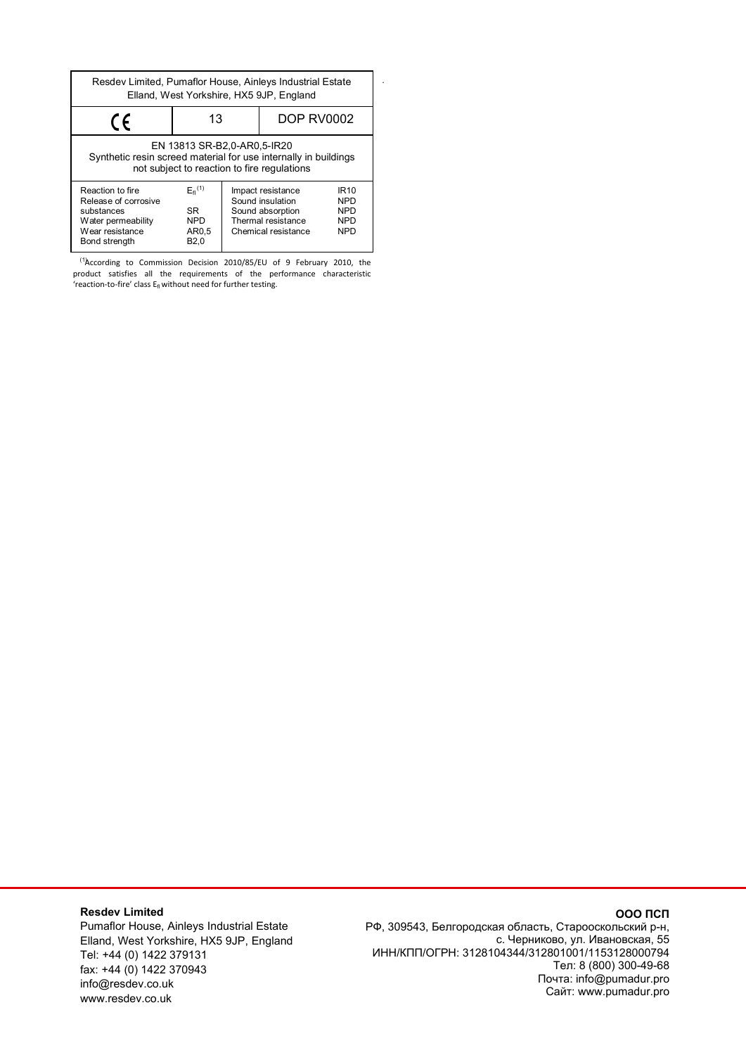| Resdev Limited, Pumaflor House, Ainleys Industrial Estate Elland, West Yorkshire, HX5 9JP, England | | | |
|---|---|---|---|
| CE | 13 | DOP RV0002 | |
| EN 13813 SR-B2,0-AR0,5-IR20<br>Synthetic resin screed material for use internally in buildings not subject to reaction to fire regulations | | | |
| Reaction to fire<br>Release of corrosive substances<br>Water permeability<br>Wear resistance<br>Bond strength | $E_{fl}$ (1)<br>SR<br>NPD<br>AR0,5<br>B2,0 | Impact resistance<br>Sound insulation<br>Sound absorption<br>Thermal resistance<br>Chemical resistance | IR10<br>NPD<br>NPD<br>NPD<br>NPD |

(1)According to Commission Decision 2010/85/EU of 9 February 2010, the product satisfies all the requirements of the performance characteristic 'reaction-to-fire' class $E_{fl}$ without need for further testing.

**Resdev Limited**
Pumaflor House, Ainleys Industrial Estate
Elland, West Yorkshire, HX5 9JP, England
Tel: +44 (0) 1422 379131
fax: +44 (0) 1422 370943
info@resdev.co.uk
www.resdev.co.uk

**ООО ПСП**
РФ, 309543, Белгородская область, Старооскольский р-н,
с. Черниково, ул. Ивановская, 55
ИНН/КПП/ОГРН: 3128104344/312801001/1153128000794
Тел: 8 (800) 300-49-68
Почта: info@pumadur.pro
Сайт: www.pumadur.pro